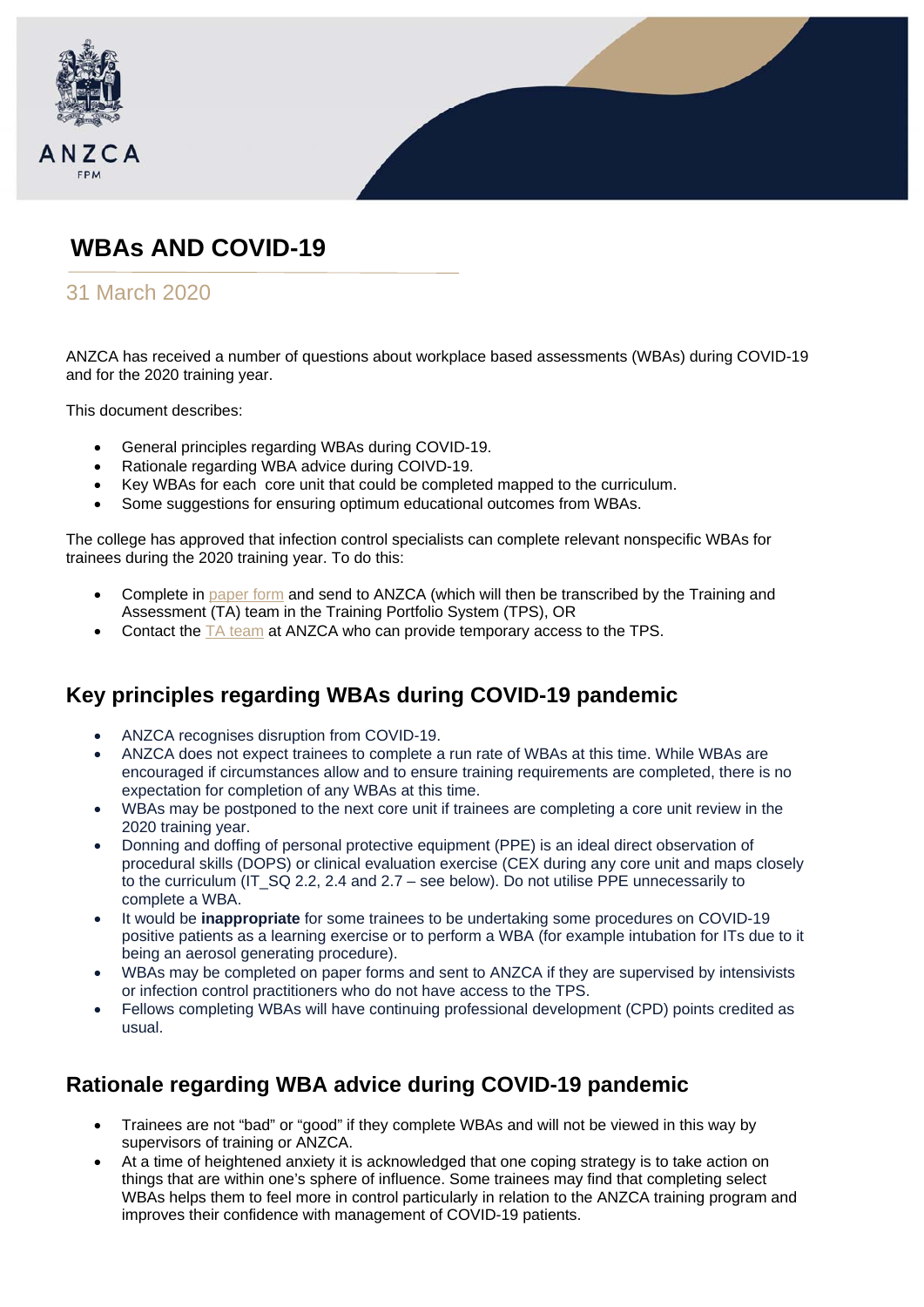# WBAs AND COVID-19

31 March 2020

ANZCA has received a number of questions about workplace based assessments (WBAs) during COVID-19 and for the 2020 training year.

This document describes:

- General principles regarding WBAs during COVID-19.
- Rationale regarding WBA advice during COIVD-19.
- Key WBAs for each core unit that could be completed mapped to the curriculum.
- Some suggestions for ensuring optimum educational outcomes from WBAs.

The college has approved that infection control specialists can complete relevant nonspecific WBAs for trainees during the 2020 training year. To do this:

- Complete in paper form and send to ANZCA (which will then be transcribed by the Training and Assessment (TA) team in the Training Portfolio System (TPS), OR
- Contact the TA team at ANZCA who can provide temporary access to the TPS.

## Key principles regarding WBAs during COVID-19 pandemic

- ANZCA recognises disruption from COVID-19.
- ANZCA does not expect trainees to complete a run rate of WBAs at this time. While WBAs are encouraged if circumstances allow and to ensure training requirements are completed, there is no expectation for completion of any WBAs at this time.
- WBAs may be postponed to the next core unit if trainees are completing a core unit review in the 2020 training year.
- Donning and doffing of personal protective equipment (PPE) is an ideal direct observation of procedural skills (DOPS) or clinical evaluation exercise (CEX during any core unit and maps closely to the curriculum (IT_SQ 2.2, 2.4 and 2.7 – see below). Do not utilise PPE unnecessarily to complete a WBA.
- It would be **inappropriate** for some trainees to be undertaking some procedures on COVID-19 positive patients as a learning exercise or to perform a WBA (for example intubation for ITs due to it being an aerosol generating procedure).
- WBAs may be completed on paper forms and sent to ANZCA if they are supervised by intensivists or infection control practitioners who do not have access to the TPS.
- Fellows completing WBAs will have continuing professional development (CPD) points credited as usual.

## Rationale regarding WBA advice during COVID-19 pandemic

- Trainees are not "bad" or "good" if they complete WBAs and will not be viewed in this way by supervisors of training or ANZCA.
- At a time of heightened anxiety it is acknowledged that one coping strategy is to take action on things that are within one's sphere of influence. Some trainees may find that completing select WBAs helps them to feel more in control particularly in relation to the ANZCA training program and improves their confidence with management of COVID-19 patients.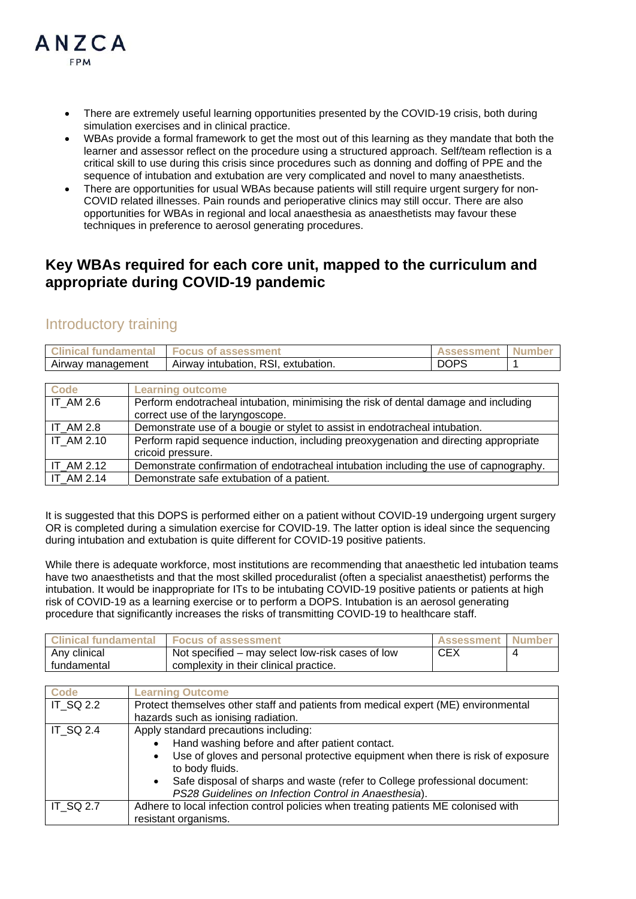- There are extremely useful learning opportunities presented by the COVID-19 crisis, both during simulation exercises and in clinical practice.
- WBAs provide a formal framework to get the most out of this learning as they mandate that both the learner and assessor reflect on the procedure using a structured approach. Self/team reflection is a critical skill to use during this crisis since procedures such as donning and doffing of PPE and the sequence of intubation and extubation are very complicated and novel to many anaesthetists.
- There are opportunities for usual WBAs because patients will still require urgent surgery for non-COVID related illnesses. Pain rounds and perioperative clinics may still occur. There are also opportunities for WBAs in regional and local anaesthesia as anaesthetists may favour these techniques in preference to aerosol generating procedures.

## Key WBAs required for each core unit, mapped to the curriculum and appropriate during COVID-19 pandemic

### Introductory training

| Clinical fundamental | Focus of assessment | Assessment | Number |
|---|---|---|---|
| Airway management | Airway intubation, RSI, extubation. | DOPS | 1 |

| Code | Learning outcome |
|---|---|
| IT_AM 2.6 | Perform endotracheal intubation, minimising the risk of dental damage and including correct use of the laryngoscope. |
| IT_AM 2.8 | Demonstrate use of a bougie or stylet to assist in endotracheal intubation. |
| IT_AM 2.10 | Perform rapid sequence induction, including preoxygenation and directing appropriate cricoid pressure. |
| IT_AM 2.12 | Demonstrate confirmation of endotracheal intubation including the use of capnography. |
| IT_AM 2.14 | Demonstrate safe extubation of a patient. |

It is suggested that this DOPS is performed either on a patient without COVID-19 undergoing urgent surgery OR is completed during a simulation exercise for COVID-19. The latter option is ideal since the sequencing during intubation and extubation is quite different for COVID-19 positive patients.

While there is adequate workforce, most institutions are recommending that anaesthetic led intubation teams have two anaesthetists and that the most skilled proceduralist (often a specialist anaesthetist) performs the intubation. It would be inappropriate for ITs to be intubating COVID-19 positive patients or patients at high risk of COVID-19 as a learning exercise or to perform a DOPS. Intubation is an aerosol generating procedure that significantly increases the risks of transmitting COVID-19 to healthcare staff.

| Clinical fundamental | Focus of assessment | Assessment | Number |
|---|---|---|---|
| Any clinical fundamental | Not specified – may select low-risk cases of low complexity in their clinical practice. | CEX | 4 |

| Code | Learning Outcome |
|---|---|
| IT_SQ 2.2 | Protect themselves other staff and patients from medical expert (ME) environmental hazards such as ionising radiation. |
| IT_SQ 2.4 | Apply standard precautions including:<br>• Hand washing before and after patient contact.<br>• Use of gloves and personal protective equipment when there is risk of exposure to body fluids.<br>• Safe disposal of sharps and waste (refer to College professional document: *PS28 Guidelines on Infection Control in Anaesthesia*). |
| IT_SQ 2.7 | Adhere to local infection control policies when treating patients ME colonised with resistant organisms. |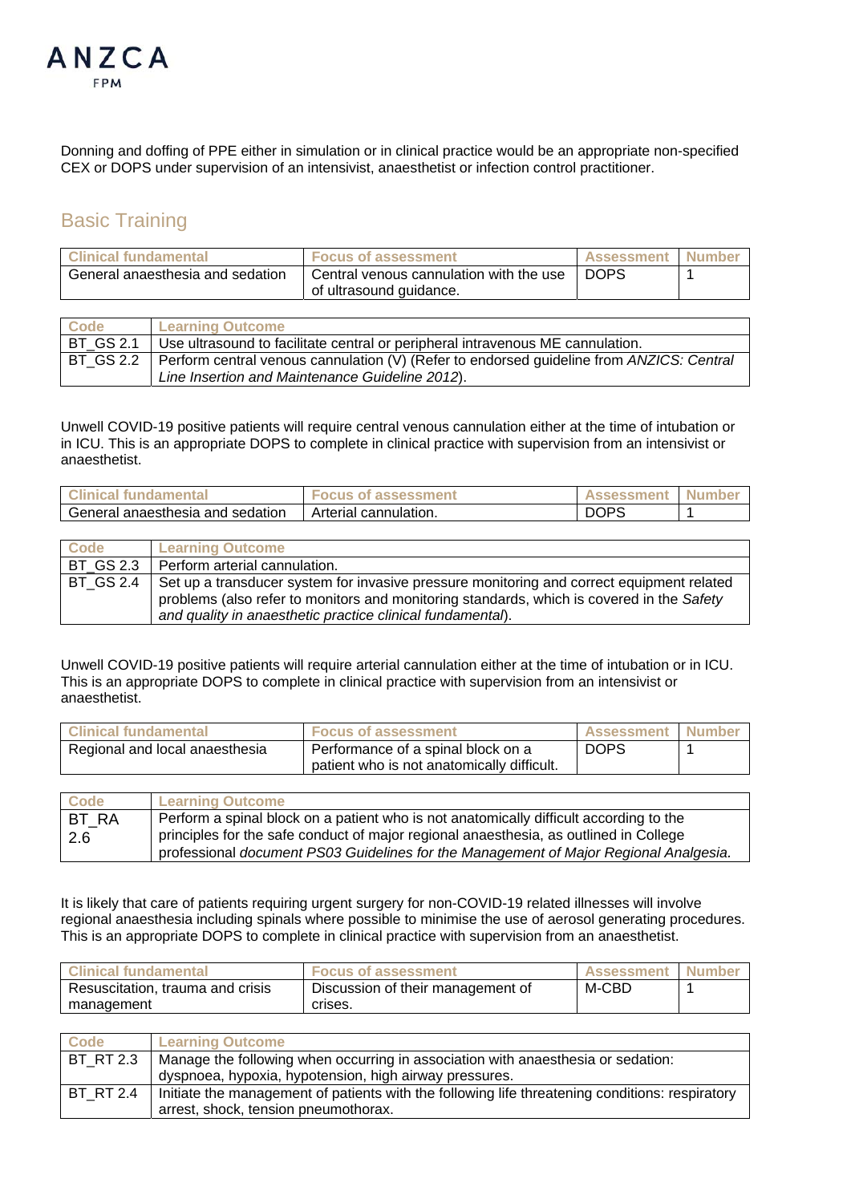Donning and doffing of PPE either in simulation or in clinical practice would be an appropriate non-specified CEX or DOPS under supervision of an intensivist, anaesthetist or infection control practitioner.

## Basic Training

| Clinical fundamental | Focus of assessment | Assessment | Number |
|---|---|---|---|
| General anaesthesia and sedation | Central venous cannulation with the use of ultrasound guidance. | DOPS | 1 |

| Code | Learning Outcome |
|---|---|
| BT_GS 2.1 | Use ultrasound to facilitate central or peripheral intravenous ME cannulation. |
| BT_GS 2.2 | Perform central venous cannulation (V) (Refer to endorsed guideline from *ANZICS: Central Line Insertion and Maintenance Guideline 2012*). |

Unwell COVID-19 positive patients will require central venous cannulation either at the time of intubation or in ICU. This is an appropriate DOPS to complete in clinical practice with supervision from an intensivist or anaesthetist.

| Clinical fundamental | Focus of assessment | Assessment | Number |
|---|---|---|---|
| General anaesthesia and sedation | Arterial cannulation. | DOPS | 1 |

| Code | Learning Outcome |
|---|---|
| BT_GS 2.3 | Perform arterial cannulation. |
| BT_GS 2.4 | Set up a transducer system for invasive pressure monitoring and correct equipment related problems (also refer to monitors and monitoring standards, which is covered in the *Safety and quality in anaesthetic practice clinical fundamental*). |

Unwell COVID-19 positive patients will require arterial cannulation either at the time of intubation or in ICU. This is an appropriate DOPS to complete in clinical practice with supervision from an intensivist or anaesthetist.

| Clinical fundamental | Focus of assessment | Assessment | Number |
|---|---|---|---|
| Regional and local anaesthesia | Performance of a spinal block on a patient who is not anatomically difficult. | DOPS | 1 |

| Code | Learning Outcome |
|---|---|
| BT_RA 2.6 | Perform a spinal block on a patient who is not anatomically difficult according to the principles for the safe conduct of major regional anaesthesia, as outlined in College professional *document PS03 Guidelines for the Management of Major Regional Analgesia.* |

It is likely that care of patients requiring urgent surgery for non-COVID-19 related illnesses will involve regional anaesthesia including spinals where possible to minimise the use of aerosol generating procedures. This is an appropriate DOPS to complete in clinical practice with supervision from an anaesthetist.

| Clinical fundamental | Focus of assessment | Assessment | Number |
|---|---|---|---|
| Resuscitation, trauma and crisis management | Discussion of their management of crises. | M-CBD | 1 |

| Code | Learning Outcome |
|---|---|
| BT_RT 2.3 | Manage the following when occurring in association with anaesthesia or sedation: dyspnoea, hypoxia, hypotension, high airway pressures. |
| BT_RT 2.4 | Initiate the management of patients with the following life threatening conditions: respiratory arrest, shock, tension pneumothorax. |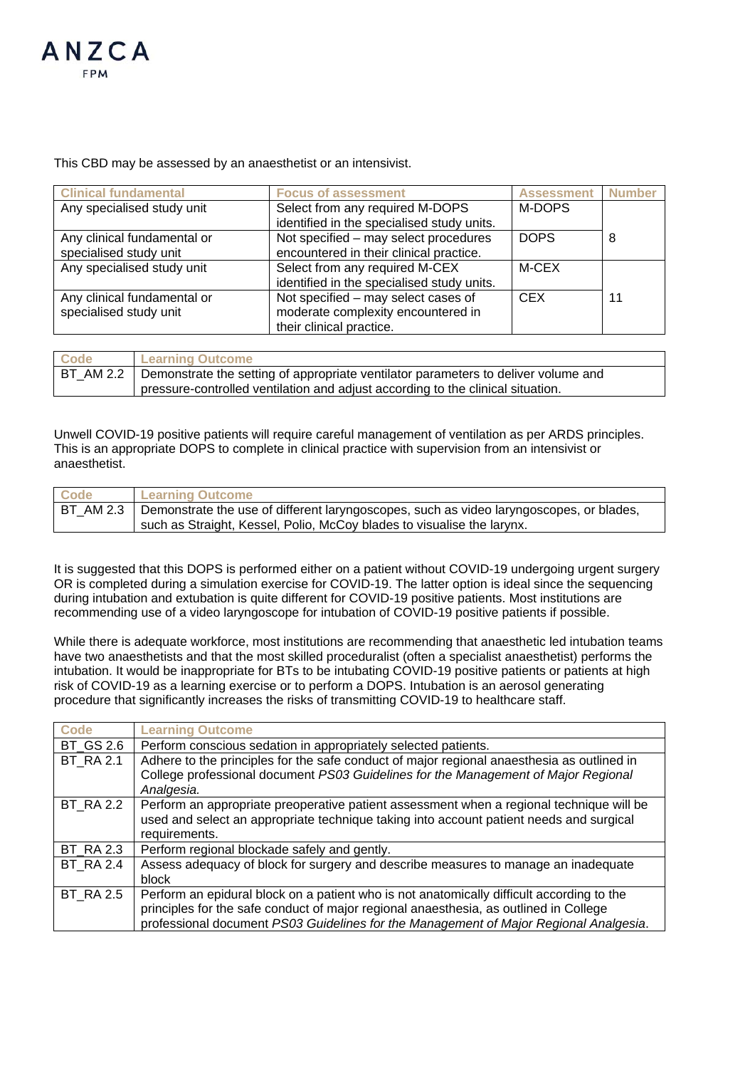This CBD may be assessed by an anaesthetist or an intensivist.

| Clinical fundamental | Focus of assessment | Assessment | Number |
|---|---|---|---|
| Any specialised study unit | Select from any required M-DOPS identified in the specialised study units. | M-DOPS | 8 |
| Any clinical fundamental or specialised study unit | Not specified – may select procedures encountered in their clinical practice. | DOPS | |
| Any specialised study unit | Select from any required M-CEX identified in the specialised study units. | M-CEX | 11 |
| Any clinical fundamental or specialised study unit | Not specified – may select cases of moderate complexity encountered in their clinical practice. | CEX | |

| Code | Learning Outcome |
|---|---|
| BT_AM 2.2 | Demonstrate the setting of appropriate ventilator parameters to deliver volume and pressure-controlled ventilation and adjust according to the clinical situation. |

Unwell COVID-19 positive patients will require careful management of ventilation as per ARDS principles. This is an appropriate DOPS to complete in clinical practice with supervision from an intensivist or anaesthetist.

| Code | Learning Outcome |
|---|---|
| BT_AM 2.3 | Demonstrate the use of different laryngoscopes, such as video laryngoscopes, or blades, such as Straight, Kessel, Polio, McCoy blades to visualise the larynx. |

It is suggested that this DOPS is performed either on a patient without COVID-19 undergoing urgent surgery OR is completed during a simulation exercise for COVID-19. The latter option is ideal since the sequencing during intubation and extubation is quite different for COVID-19 positive patients. Most institutions are recommending use of a video laryngoscope for intubation of COVID-19 positive patients if possible.

While there is adequate workforce, most institutions are recommending that anaesthetic led intubation teams have two anaesthetists and that the most skilled proceduralist (often a specialist anaesthetist) performs the intubation. It would be inappropriate for BTs to be intubating COVID-19 positive patients or patients at high risk of COVID-19 as a learning exercise or to perform a DOPS. Intubation is an aerosol generating procedure that significantly increases the risks of transmitting COVID-19 to healthcare staff.

| Code | Learning Outcome |
|---|---|
| BT_GS 2.6 | Perform conscious sedation in appropriately selected patients. |
| BT_RA 2.1 | Adhere to the principles for the safe conduct of major regional anaesthesia as outlined in College professional document *PS03 Guidelines for the Management of Major Regional Analgesia.* |
| BT_RA 2.2 | Perform an appropriate preoperative patient assessment when a regional technique will be used and select an appropriate technique taking into account patient needs and surgical requirements. |
| BT_RA 2.3 | Perform regional blockade safely and gently. |
| BT_RA 2.4 | Assess adequacy of block for surgery and describe measures to manage an inadequate block |
| BT_RA 2.5 | Perform an epidural block on a patient who is not anatomically difficult according to the principles for the safe conduct of major regional anaesthesia, as outlined in College professional document *PS03 Guidelines for the Management of Major Regional Analgesia*. |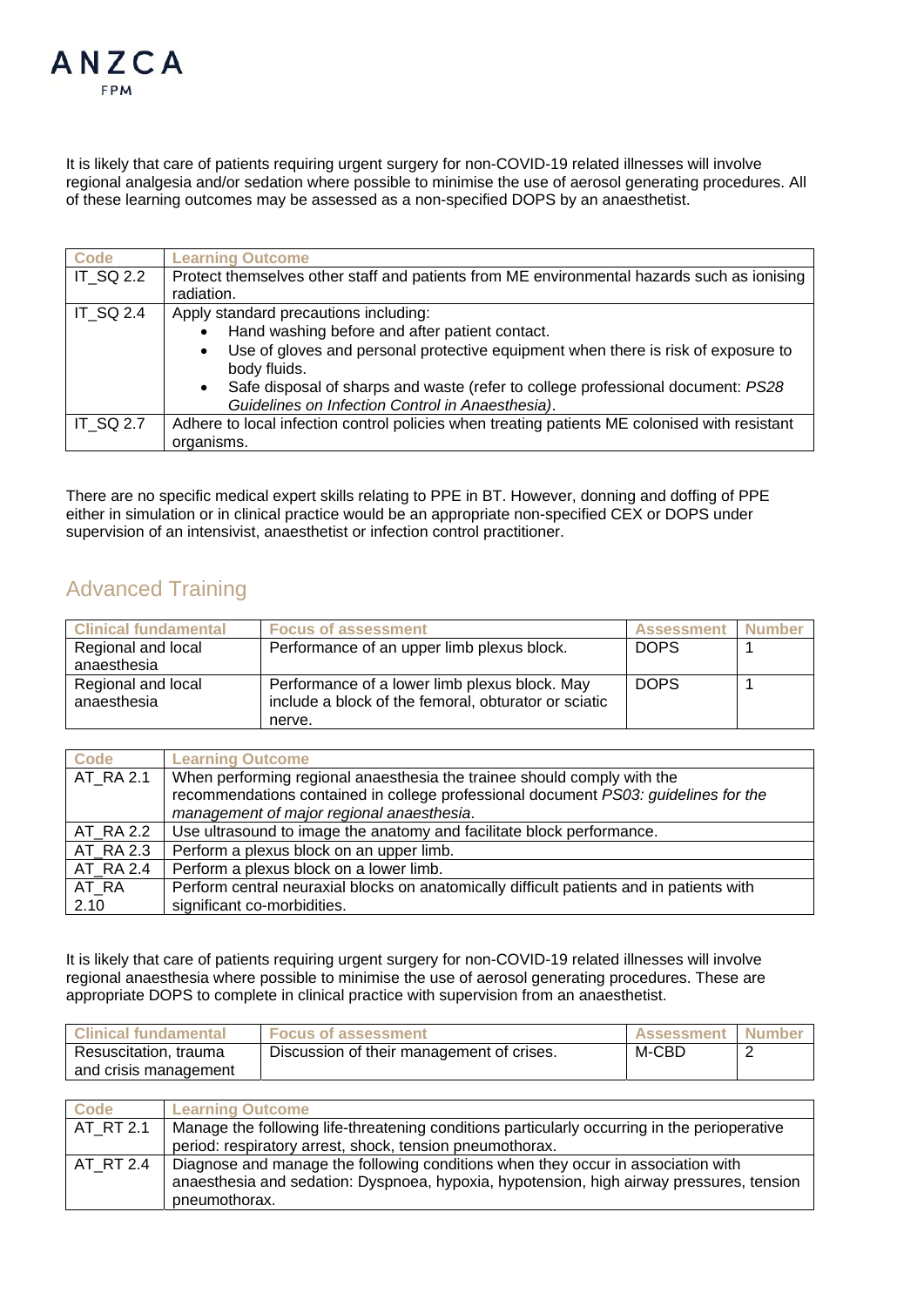It is likely that care of patients requiring urgent surgery for non-COVID-19 related illnesses will involve regional analgesia and/or sedation where possible to minimise the use of aerosol generating procedures. All of these learning outcomes may be assessed as a non-specified DOPS by an anaesthetist.

| Code | Learning Outcome |
|---|---|
| IT_SQ 2.2 | Protect themselves other staff and patients from ME environmental hazards such as ionising radiation. |
| IT_SQ 2.4 | Apply standard precautions including:<br>• Hand washing before and after patient contact.<br>• Use of gloves and personal protective equipment when there is risk of exposure to body fluids.<br>• Safe disposal of sharps and waste (refer to college professional document: *PS28 Guidelines on Infection Control in Anaesthesia)*. |
| IT_SQ 2.7 | Adhere to local infection control policies when treating patients ME colonised with resistant organisms. |

There are no specific medical expert skills relating to PPE in BT. However, donning and doffing of PPE either in simulation or in clinical practice would be an appropriate non-specified CEX or DOPS under supervision of an intensivist, anaesthetist or infection control practitioner.

## Advanced Training

| Clinical fundamental | Focus of assessment | Assessment | Number |
|---|---|---|---|
| Regional and local anaesthesia | Performance of an upper limb plexus block. | DOPS | 1 |
| Regional and local anaesthesia | Performance of a lower limb plexus block. May include a block of the femoral, obturator or sciatic nerve. | DOPS | 1 |

| Code | Learning Outcome |
|---|---|
| AT_RA 2.1 | When performing regional anaesthesia the trainee should comply with the recommendations contained in college professional document *PS03: guidelines for the management of major regional anaesthesia*. |
| AT_RA 2.2 | Use ultrasound to image the anatomy and facilitate block performance. |
| AT_RA 2.3 | Perform a plexus block on an upper limb. |
| AT_RA 2.4 | Perform a plexus block on a lower limb. |
| AT_RA 2.10 | Perform central neuraxial blocks on anatomically difficult patients and in patients with significant co-morbidities. |

It is likely that care of patients requiring urgent surgery for non-COVID-19 related illnesses will involve regional anaesthesia where possible to minimise the use of aerosol generating procedures. These are appropriate DOPS to complete in clinical practice with supervision from an anaesthetist.

| Clinical fundamental | Focus of assessment | Assessment | Number |
|---|---|---|---|
| Resuscitation, trauma and crisis management | Discussion of their management of crises. | M-CBD | 2 |

| Code | Learning Outcome |
|---|---|
| AT_RT 2.1 | Manage the following life-threatening conditions particularly occurring in the perioperative period: respiratory arrest, shock, tension pneumothorax. |
| AT_RT 2.4 | Diagnose and manage the following conditions when they occur in association with anaesthesia and sedation: Dyspnoea, hypoxia, hypotension, high airway pressures, tension pneumothorax. |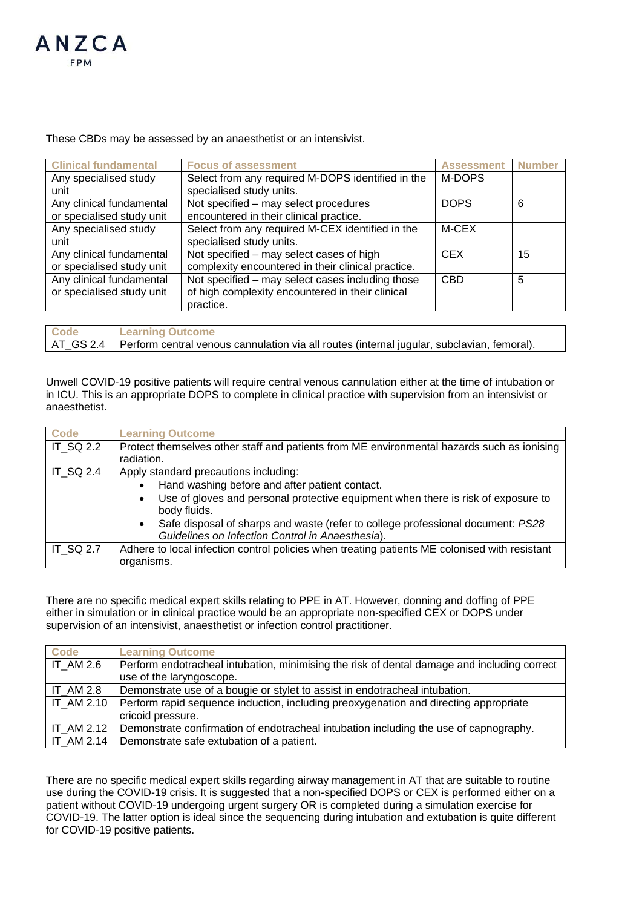These CBDs may be assessed by an anaesthetist or an intensivist.

| Clinical fundamental | Focus of assessment | Assessment | Number |
|---|---|---|---|
| Any specialised study unit | Select from any required M-DOPS identified in the specialised study units. | M-DOPS | 6 |
| Any clinical fundamental or specialised study unit | Not specified – may select procedures encountered in their clinical practice. | DOPS | |
| Any specialised study unit | Select from any required M-CEX identified in the specialised study units. | M-CEX | 15 |
| Any clinical fundamental or specialised study unit | Not specified – may select cases of high complexity encountered in their clinical practice. | CEX | |
| Any clinical fundamental or specialised study unit | Not specified – may select cases including those of high complexity encountered in their clinical practice. | CBD | 5 |

| Code | Learning Outcome |
|---|---|
| AT_GS 2.4 | Perform central venous cannulation via all routes (internal jugular, subclavian, femoral). |

Unwell COVID-19 positive patients will require central venous cannulation either at the time of intubation or in ICU. This is an appropriate DOPS to complete in clinical practice with supervision from an intensivist or anaesthetist.

| Code | Learning Outcome |
|---|---|
| IT_SQ 2.2 | Protect themselves other staff and patients from ME environmental hazards such as ionising radiation. |
| IT_SQ 2.4 | Apply standard precautions including:<br>• Hand washing before and after patient contact.<br>• Use of gloves and personal protective equipment when there is risk of exposure to body fluids.<br>• Safe disposal of sharps and waste (refer to college professional document: *PS28 Guidelines on Infection Control in Anaesthesia*). |
| IT_SQ 2.7 | Adhere to local infection control policies when treating patients ME colonised with resistant organisms. |

There are no specific medical expert skills relating to PPE in AT. However, donning and doffing of PPE either in simulation or in clinical practice would be an appropriate non-specified CEX or DOPS under supervision of an intensivist, anaesthetist or infection control practitioner.

| Code | Learning Outcome |
|---|---|
| IT_AM 2.6 | Perform endotracheal intubation, minimising the risk of dental damage and including correct use of the laryngoscope. |
| IT_AM 2.8 | Demonstrate use of a bougie or stylet to assist in endotracheal intubation. |
| IT_AM 2.10 | Perform rapid sequence induction, including preoxygenation and directing appropriate cricoid pressure. |
| IT_AM 2.12 | Demonstrate confirmation of endotracheal intubation including the use of capnography. |
| IT_AM 2.14 | Demonstrate safe extubation of a patient. |

There are no specific medical expert skills regarding airway management in AT that are suitable to routine use during the COVID-19 crisis. It is suggested that a non-specified DOPS or CEX is performed either on a patient without COVID-19 undergoing urgent surgery OR is completed during a simulation exercise for COVID-19. The latter option is ideal since the sequencing during intubation and extubation is quite different for COVID-19 positive patients.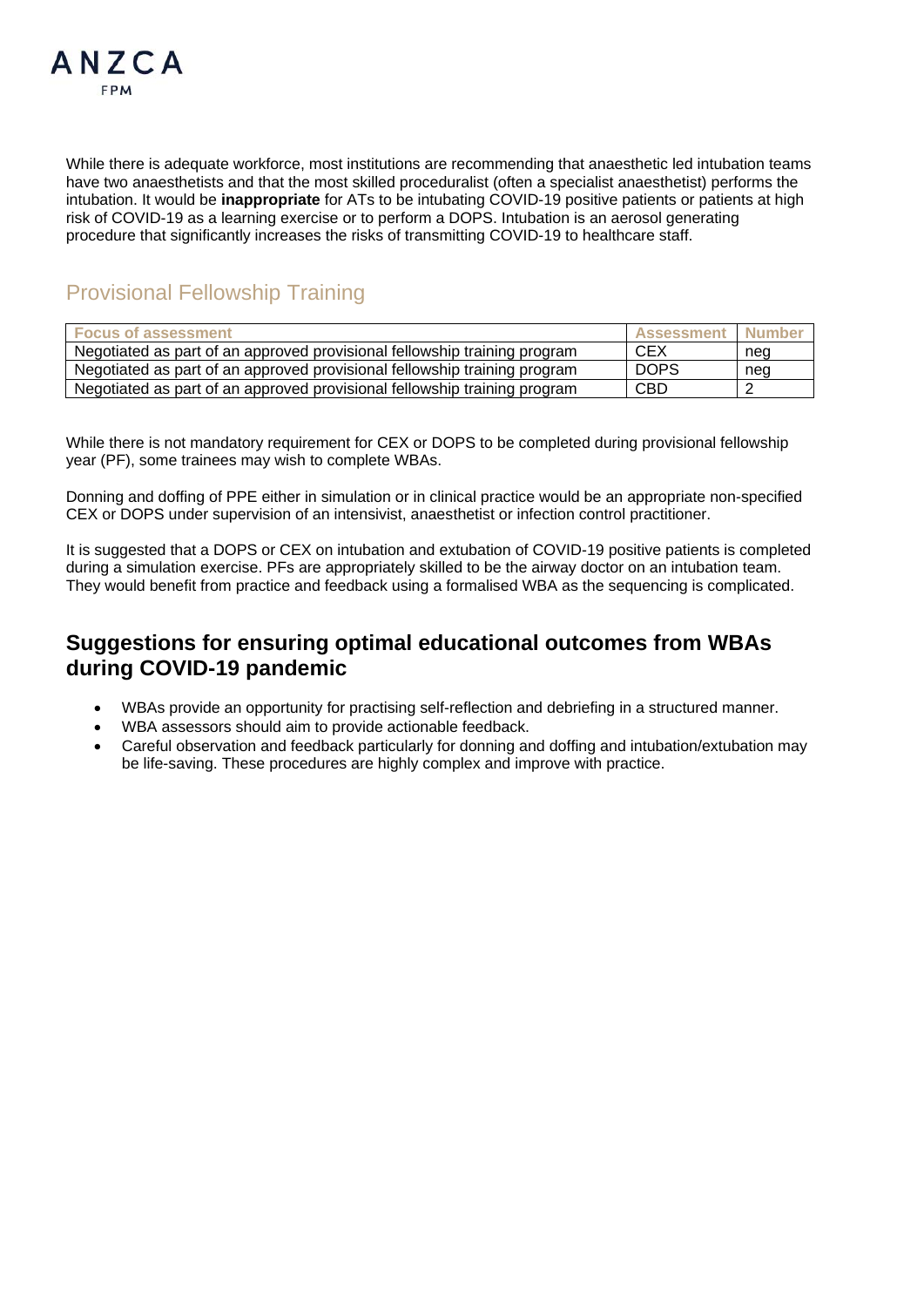While there is adequate workforce, most institutions are recommending that anaesthetic led intubation teams have two anaesthetists and that the most skilled proceduralist (often a specialist anaesthetist) performs the intubation. It would be **inappropriate** for ATs to be intubating COVID-19 positive patients or patients at high risk of COVID-19 as a learning exercise or to perform a DOPS. Intubation is an aerosol generating procedure that significantly increases the risks of transmitting COVID-19 to healthcare staff.

## Provisional Fellowship Training

| Focus of assessment | Assessment | Number |
|---|---|---|
| Negotiated as part of an approved provisional fellowship training program | CEX | neg |
| Negotiated as part of an approved provisional fellowship training program | DOPS | neg |
| Negotiated as part of an approved provisional fellowship training program | CBD | 2 |

While there is not mandatory requirement for CEX or DOPS to be completed during provisional fellowship year (PF), some trainees may wish to complete WBAs.

Donning and doffing of PPE either in simulation or in clinical practice would be an appropriate non-specified CEX or DOPS under supervision of an intensivist, anaesthetist or infection control practitioner.

It is suggested that a DOPS or CEX on intubation and extubation of COVID-19 positive patients is completed during a simulation exercise. PFs are appropriately skilled to be the airway doctor on an intubation team. They would benefit from practice and feedback using a formalised WBA as the sequencing is complicated.

## Suggestions for ensuring optimal educational outcomes from WBAs during COVID-19 pandemic

- WBAs provide an opportunity for practising self-reflection and debriefing in a structured manner.
- WBA assessors should aim to provide actionable feedback.
- Careful observation and feedback particularly for donning and doffing and intubation/extubation may be life-saving. These procedures are highly complex and improve with practice.